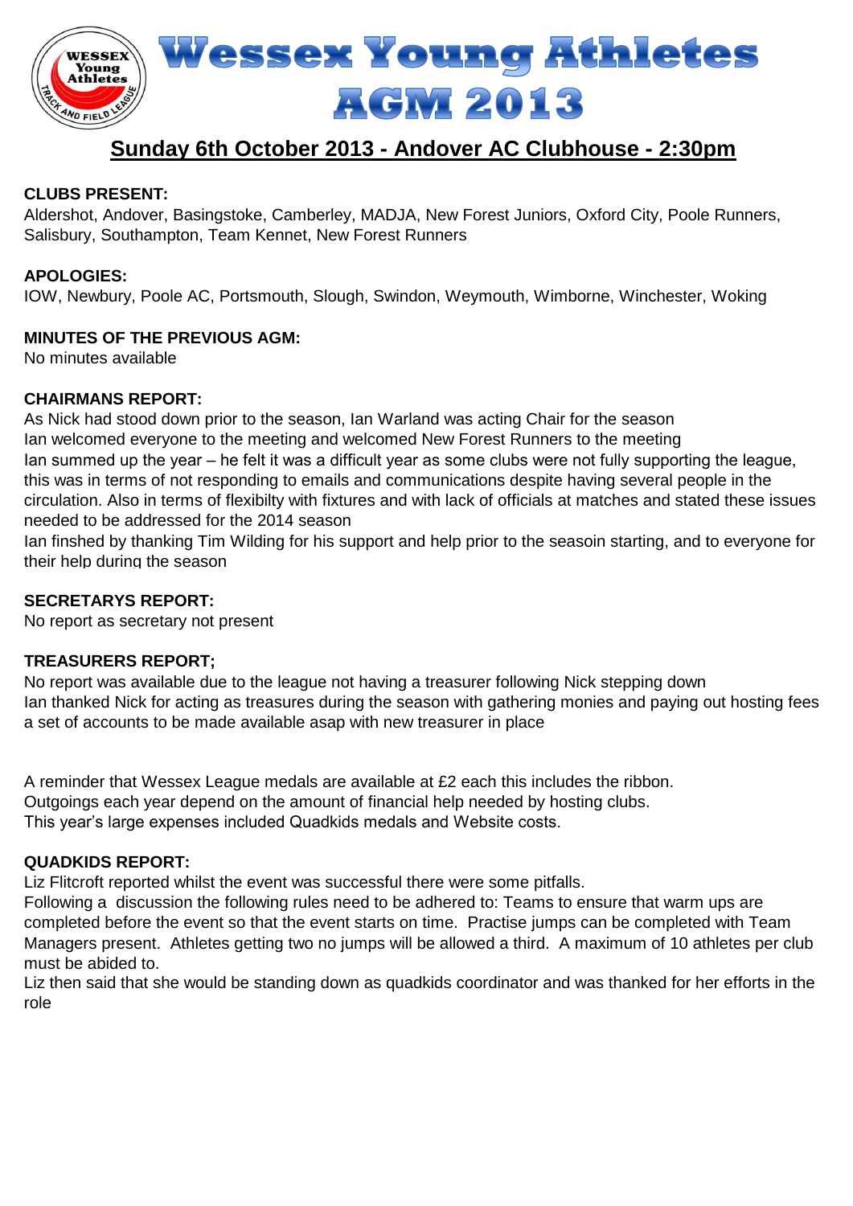# Wessex Young Athletes AGM 2013

## Sunday 6th October 2013 - Andover AC Clubhouse - 2:30pm

**CLUBS PRESENT:**
Aldershot, Andover, Basingstoke, Camberley, MADJA, New Forest Juniors, Oxford City, Poole Runners, Salisbury, Southampton, Team Kennet, New Forest Runners

**APOLOGIES:**
IOW, Newbury, Poole AC, Portsmouth, Slough, Swindon, Weymouth, Wimborne, Winchester, Woking

**MINUTES OF THE PREVIOUS AGM:**
No minutes available

**CHAIRMANS REPORT:**
As Nick had stood down prior to the season, Ian Warland was acting Chair for the season
Ian welcomed everyone to the meeting and welcomed New Forest Runners to the meeting
Ian summed up the year – he felt it was a difficult year as some clubs were not fully supporting the league, this was in terms of not responding to emails and communications despite having several people in the circulation. Also in terms of flexibilty with fixtures and with lack of officials at matches and stated these issues needed to be addressed for the 2014 season
Ian finshed by thanking Tim Wilding for his support and help prior to the seasoin starting, and to everyone for their help during the season

**SECRETARYS REPORT:**
No report as secretary not present

**TREASURERS REPORT;**
No report was available due to the league not having a treasurer following Nick stepping down
Ian thanked Nick for acting as treasures during the season with gathering monies and paying out hosting fees a set of accounts to be made available asap with new treasurer in place

A reminder that Wessex League medals are available at £2 each this includes the ribbon.
Outgoings each year depend on the amount of financial help needed by hosting clubs.
This year's large expenses included Quadkids medals and Website costs.

**QUADKIDS REPORT:**
Liz Flitcroft reported whilst the event was successful there were some pitfalls.
Following a discussion the following rules need to be adhered to: Teams to ensure that warm ups are completed before the event so that the event starts on time. Practise jumps can be completed with Team Managers present. Athletes getting two no jumps will be allowed a third. A maximum of 10 athletes per club must be abided to.
Liz then said that she would be standing down as quadkids coordinator and was thanked for her efforts in the role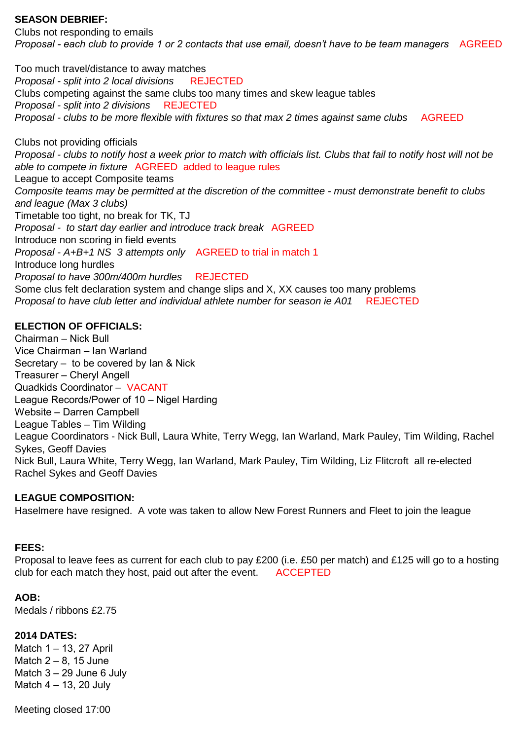**SEASON DEBRIEF:**

Clubs not responding to emails
*Proposal - each club to provide 1 or 2 contacts that use email, doesn't have to be team managers* AGREED

Too much travel/distance to away matches
*Proposal - split into 2 local divisions* REJECTED
Clubs competing against the same clubs too many times and skew league tables
*Proposal - split into 2 divisions* REJECTED
*Proposal - clubs to be more flexible with fixtures so that max 2 times against same clubs* AGREED

Clubs not providing officials
*Proposal - clubs to notify host a week prior to match with officials list. Clubs that fail to notify host will not be able to compete in fixture* AGREED added to league rules
League to accept Composite teams
*Composite teams may be permitted at the discretion of the committee - must demonstrate benefit to clubs and league (Max 3 clubs)*
Timetable too tight, no break for TK, TJ
*Proposal - to start day earlier and introduce track break* AGREED
Introduce non scoring in field events
*Proposal - A+B+1 NS 3 attempts only* AGREED to trial in match 1
Introduce long hurdles
*Proposal to have 300m/400m hurdles* REJECTED
Some clus felt declaration system and change slips and X, XX causes too many problems
*Proposal to have club letter and individual athlete number for season ie A01* REJECTED

**ELECTION OF OFFICIALS:**

Chairman – Nick Bull
Vice Chairman – Ian Warland
Secretary – to be covered by Ian & Nick
Treasurer – Cheryl Angell
Quadkids Coordinator – VACANT
League Records/Power of 10 – Nigel Harding
Website – Darren Campbell
League Tables – Tim Wilding
League Coordinators - Nick Bull, Laura White, Terry Wegg, Ian Warland, Mark Pauley, Tim Wilding, Rachel Sykes, Geoff Davies
Nick Bull, Laura White, Terry Wegg, Ian Warland, Mark Pauley, Tim Wilding, Liz Flitcroft all re-elected
Rachel Sykes and Geoff Davies

**LEAGUE COMPOSITION:**

Haselmere have resigned. A vote was taken to allow New Forest Runners and Fleet to join the league

**FEES:**

Proposal to leave fees as current for each club to pay £200 (i.e. £50 per match) and £125 will go to a hosting club for each match they host, paid out after the event. ACCEPTED

**AOB:**

Medals / ribbons £2.75

**2014 DATES:**

Match 1 – 13, 27 April
Match 2 – 8, 15 June
Match 3 – 29 June 6 July
Match 4 – 13, 20 July

Meeting closed 17:00